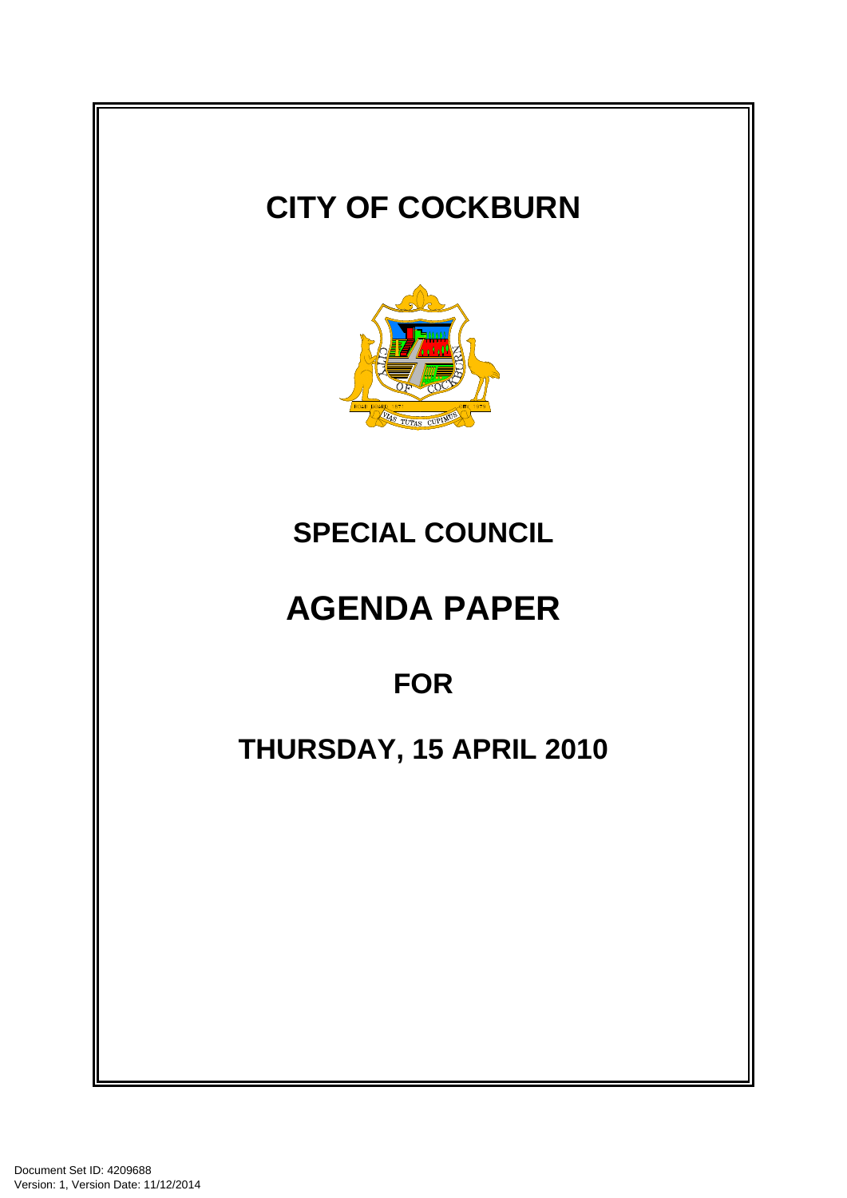# CITY OF COCKBURN

## SPECIAL COUNCIL

# AGENDA PAPER

## FOR

## THURSDAY, 15 APRIL 2010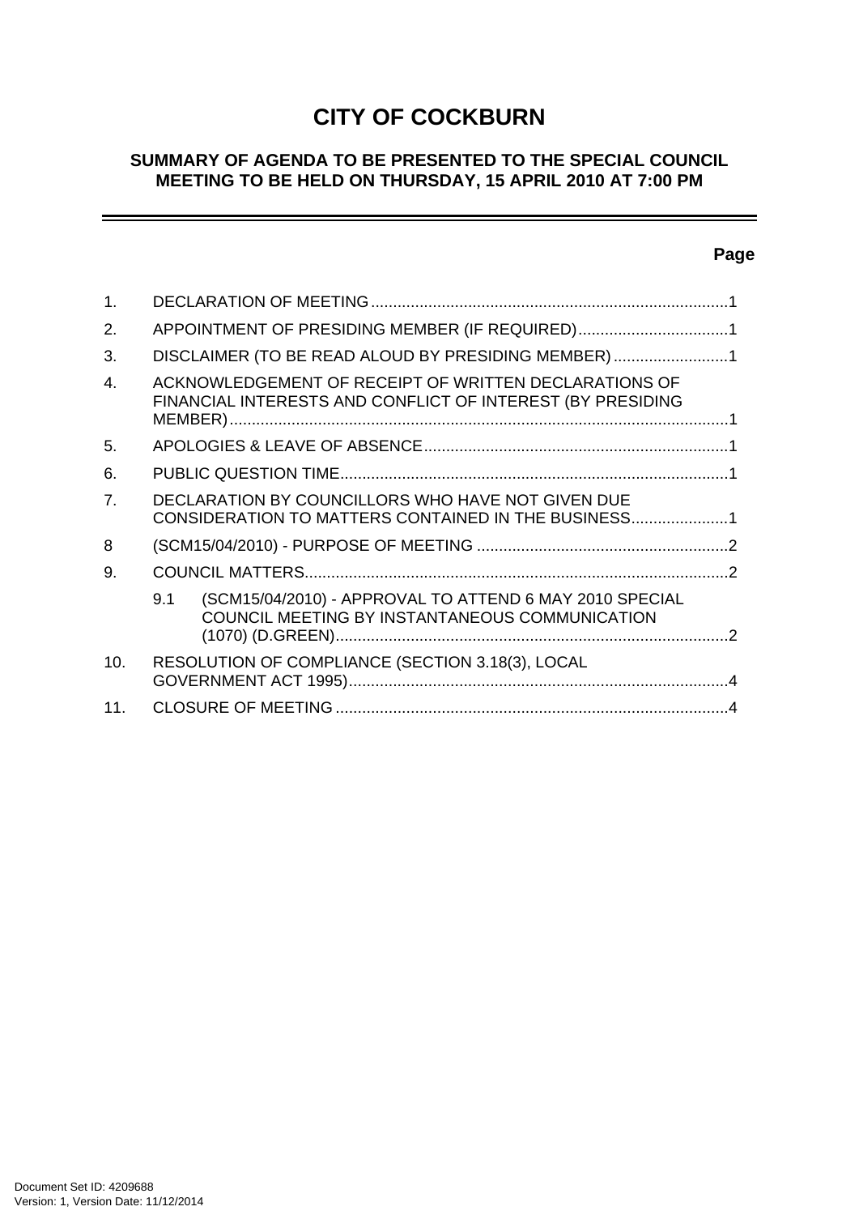# CITY OF COCKBURN

## SUMMARY OF AGENDA TO BE PRESENTED TO THE SPECIAL COUNCIL MEETING TO BE HELD ON THURSDAY, 15 APRIL 2010 AT 7:00 PM

**Page**

1. DECLARATION OF MEETING ....................................................................................1
2. APPOINTMENT OF PRESIDING MEMBER (IF REQUIRED)..................................1
3. DISCLAIMER (TO BE READ ALOUD BY PRESIDING MEMBER) ..........................1
4. ACKNOWLEDGEMENT OF RECEIPT OF WRITTEN DECLARATIONS OF FINANCIAL INTERESTS AND CONFLICT OF INTEREST (BY PRESIDING MEMBER).................................................................................................................1
5. APOLOGIES & LEAVE OF ABSENCE.....................................................................1
6. PUBLIC QUESTION TIME........................................................................................1
7. DECLARATION BY COUNCILLORS WHO HAVE NOT GIVEN DUE CONSIDERATION TO MATTERS CONTAINED IN THE BUSINESS......................1
8. (SCM15/04/2010) - PURPOSE OF MEETING .........................................................2
9. COUNCIL MATTERS................................................................................................2
   - 9.1 (SCM15/04/2010) - APPROVAL TO ATTEND 6 MAY 2010 SPECIAL COUNCIL MEETING BY INSTANTANEOUS COMMUNICATION (1070) (D.GREEN).........................................................................................2
10. RESOLUTION OF COMPLIANCE (SECTION 3.18(3), LOCAL GOVERNMENT ACT 1995).......................................................................................4
11. CLOSURE OF MEETING .........................................................................................4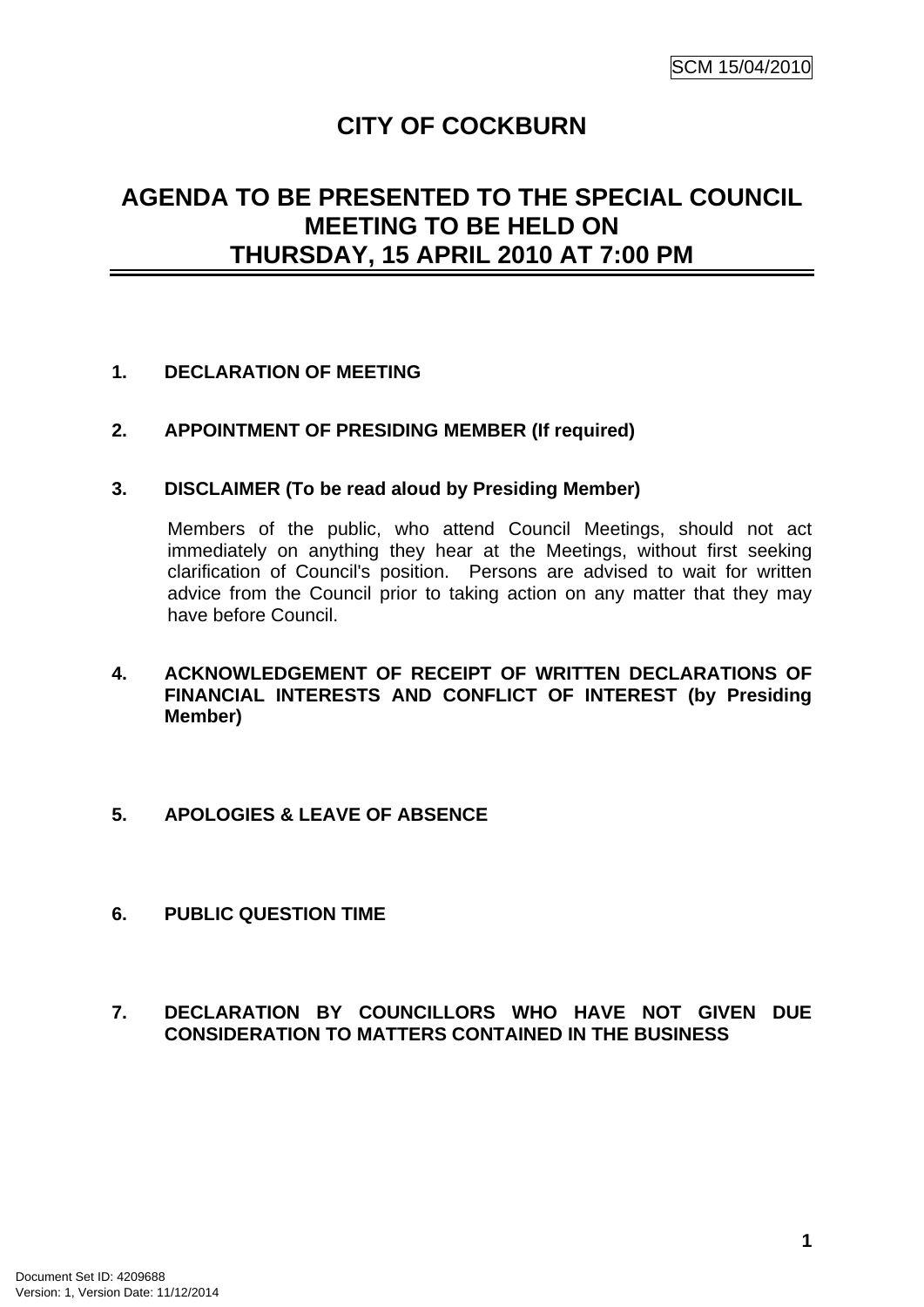SCM 15/04/2010

# CITY OF COCKBURN

## AGENDA TO BE PRESENTED TO THE SPECIAL COUNCIL MEETING TO BE HELD ON THURSDAY, 15 APRIL 2010 AT 7:00 PM

**1. DECLARATION OF MEETING**

**2. APPOINTMENT OF PRESIDING MEMBER (If required)**

**3. DISCLAIMER (To be read aloud by Presiding Member)**

Members of the public, who attend Council Meetings, should not act immediately on anything they hear at the Meetings, without first seeking clarification of Council's position. Persons are advised to wait for written advice from the Council prior to taking action on any matter that they may have before Council.

**4. ACKNOWLEDGEMENT OF RECEIPT OF WRITTEN DECLARATIONS OF FINANCIAL INTERESTS AND CONFLICT OF INTEREST (by Presiding Member)**

**5. APOLOGIES & LEAVE OF ABSENCE**

**6. PUBLIC QUESTION TIME**

**7. DECLARATION BY COUNCILLORS WHO HAVE NOT GIVEN DUE CONSIDERATION TO MATTERS CONTAINED IN THE BUSINESS**

Document Set ID: 4209688
Version: 1, Version Date: 11/12/2014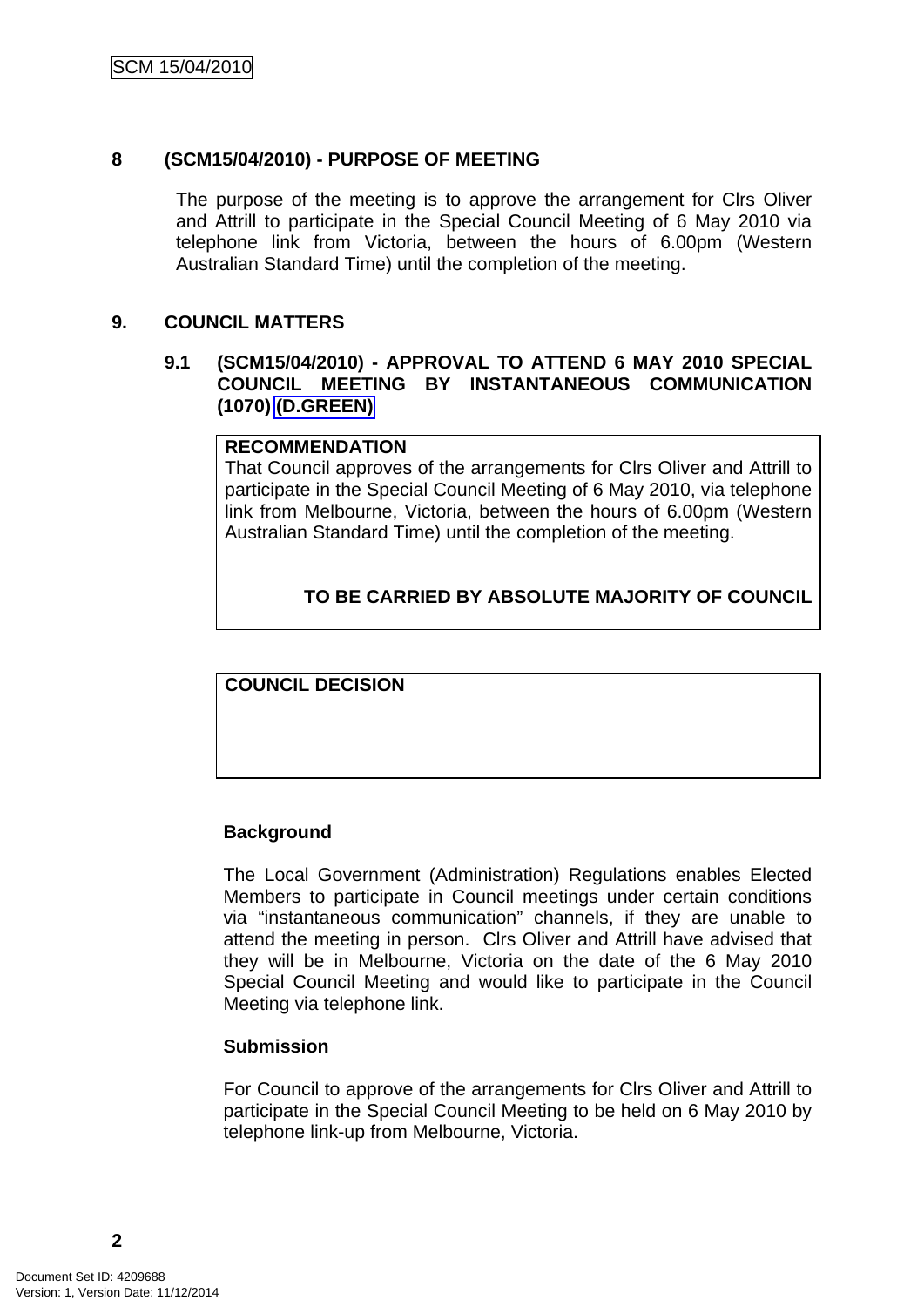## 8 (SCM15/04/2010) - PURPOSE OF MEETING

The purpose of the meeting is to approve the arrangement for Clrs Oliver and Attrill to participate in the Special Council Meeting of 6 May 2010 via telephone link from Victoria, between the hours of 6.00pm (Western Australian Standard Time) until the completion of the meeting.

## 9. COUNCIL MATTERS

### 9.1 (SCM15/04/2010) - APPROVAL TO ATTEND 6 MAY 2010 SPECIAL COUNCIL MEETING BY INSTANTANEOUS COMMUNICATION (1070) (D.GREEN)

**RECOMMENDATION**

That Council approves of the arrangements for Clrs Oliver and Attrill to participate in the Special Council Meeting of 6 May 2010, via telephone link from Melbourne, Victoria, between the hours of 6.00pm (Western Australian Standard Time) until the completion of the meeting.

**TO BE CARRIED BY ABSOLUTE MAJORITY OF COUNCIL**

**COUNCIL DECISION**

**Background**

The Local Government (Administration) Regulations enables Elected Members to participate in Council meetings under certain conditions via "instantaneous communication" channels, if they are unable to attend the meeting in person. Clrs Oliver and Attrill have advised that they will be in Melbourne, Victoria on the date of the 6 May 2010 Special Council Meeting and would like to participate in the Council Meeting via telephone link.

**Submission**

For Council to approve of the arrangements for Clrs Oliver and Attrill to participate in the Special Council Meeting to be held on 6 May 2010 by telephone link-up from Melbourne, Victoria.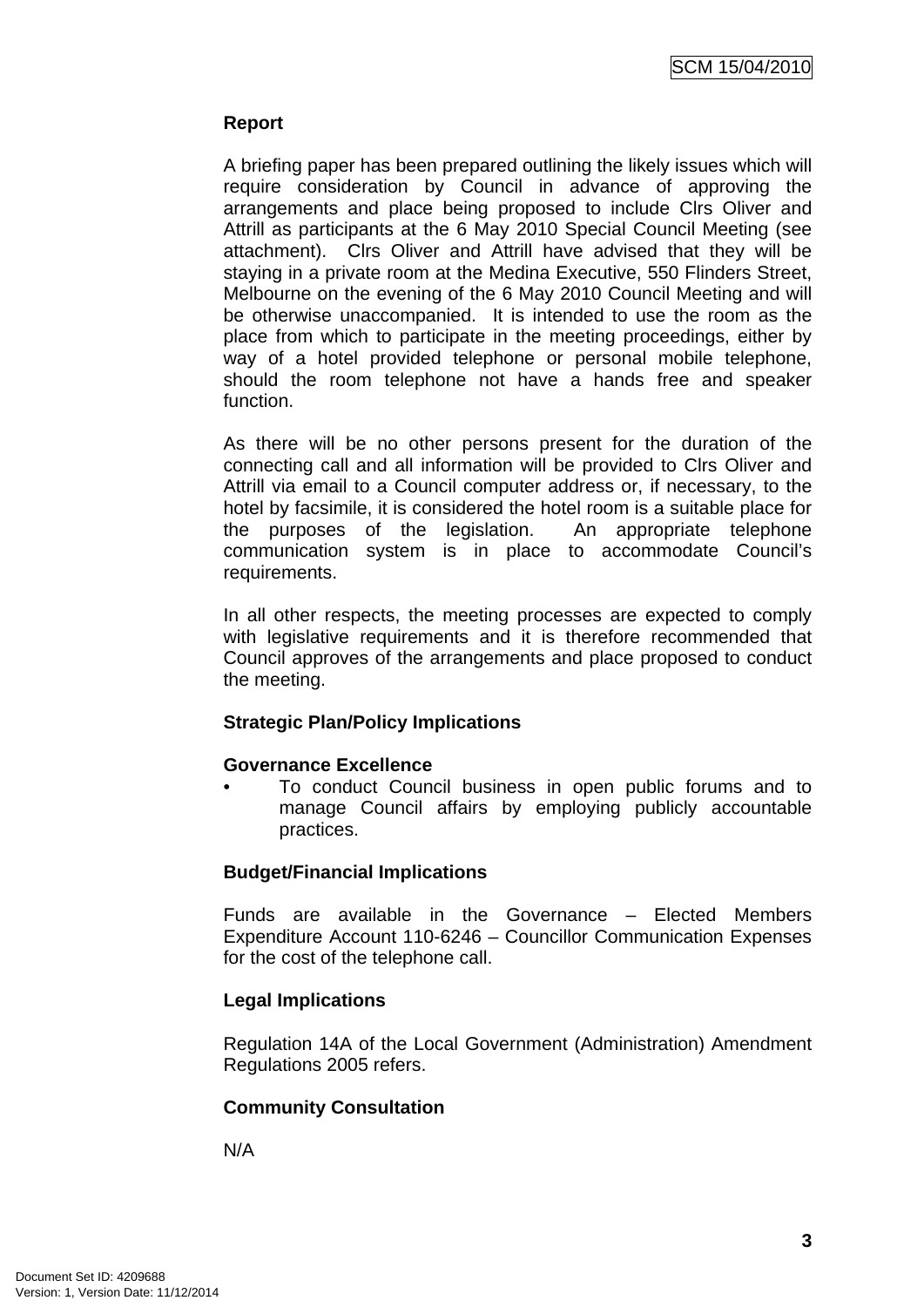### Report

A briefing paper has been prepared outlining the likely issues which will require consideration by Council in advance of approving the arrangements and place being proposed to include Clrs Oliver and Attrill as participants at the 6 May 2010 Special Council Meeting (see attachment). Clrs Oliver and Attrill have advised that they will be staying in a private room at the Medina Executive, 550 Flinders Street, Melbourne on the evening of the 6 May 2010 Council Meeting and will be otherwise unaccompanied. It is intended to use the room as the place from which to participate in the meeting proceedings, either by way of a hotel provided telephone or personal mobile telephone, should the room telephone not have a hands free and speaker function.

As there will be no other persons present for the duration of the connecting call and all information will be provided to Clrs Oliver and Attrill via email to a Council computer address or, if necessary, to the hotel by facsimile, it is considered the hotel room is a suitable place for the purposes of the legislation. An appropriate telephone communication system is in place to accommodate Council's requirements.

In all other respects, the meeting processes are expected to comply with legislative requirements and it is therefore recommended that Council approves of the arrangements and place proposed to conduct the meeting.

### Strategic Plan/Policy Implications

**Governance Excellence**

- To conduct Council business in open public forums and to manage Council affairs by employing publicly accountable practices.

### Budget/Financial Implications

Funds are available in the Governance – Elected Members Expenditure Account 110-6246 – Councillor Communication Expenses for the cost of the telephone call.

### Legal Implications

Regulation 14A of the Local Government (Administration) Amendment Regulations 2005 refers.

### Community Consultation

N/A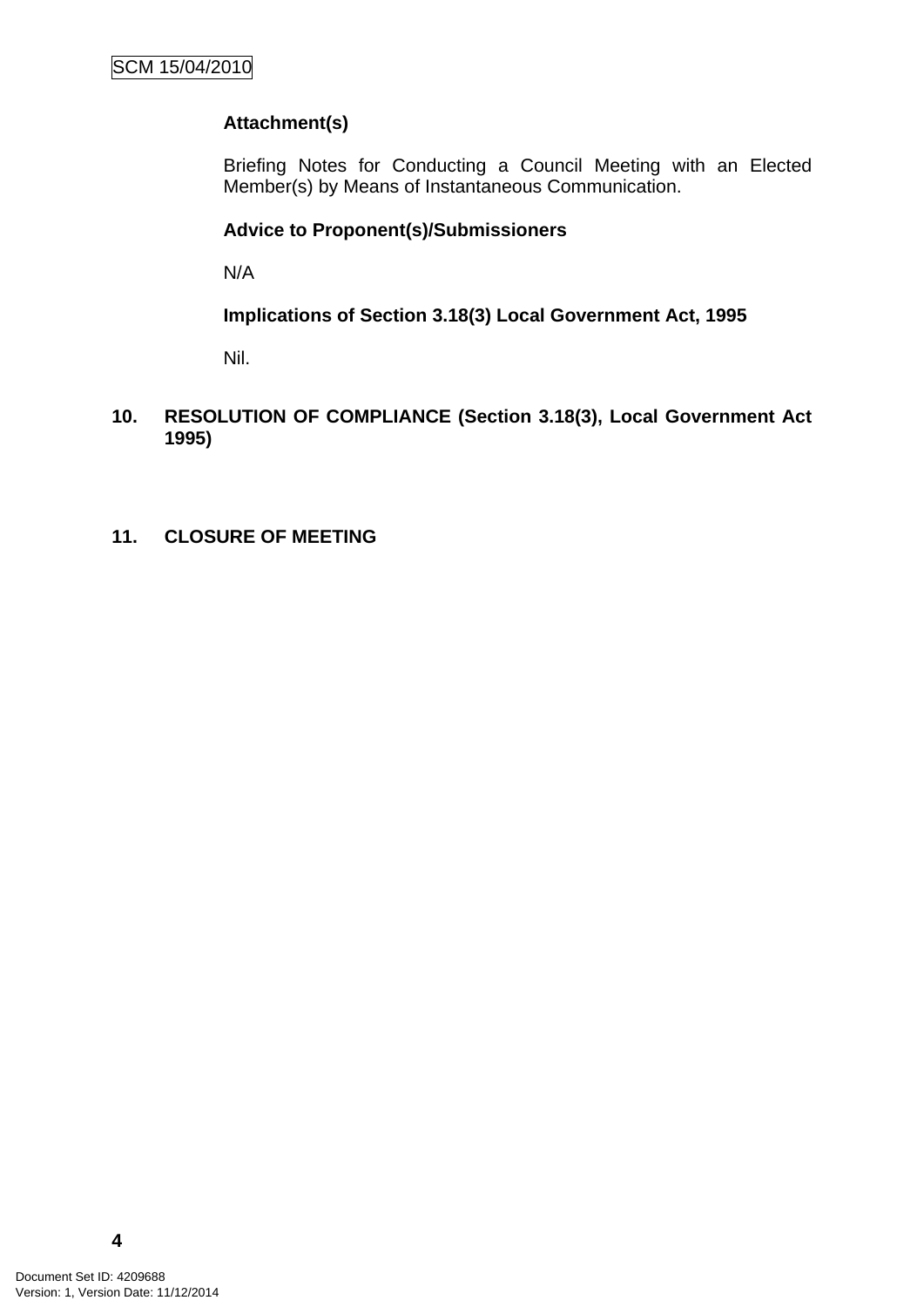**Attachment(s)**

Briefing Notes for Conducting a Council Meeting with an Elected Member(s) by Means of Instantaneous Communication.

**Advice to Proponent(s)/Submissioners**

N/A

**Implications of Section 3.18(3) Local Government Act, 1995**

Nil.

## 10. RESOLUTION OF COMPLIANCE (Section 3.18(3), Local Government Act 1995)

## 11. CLOSURE OF MEETING